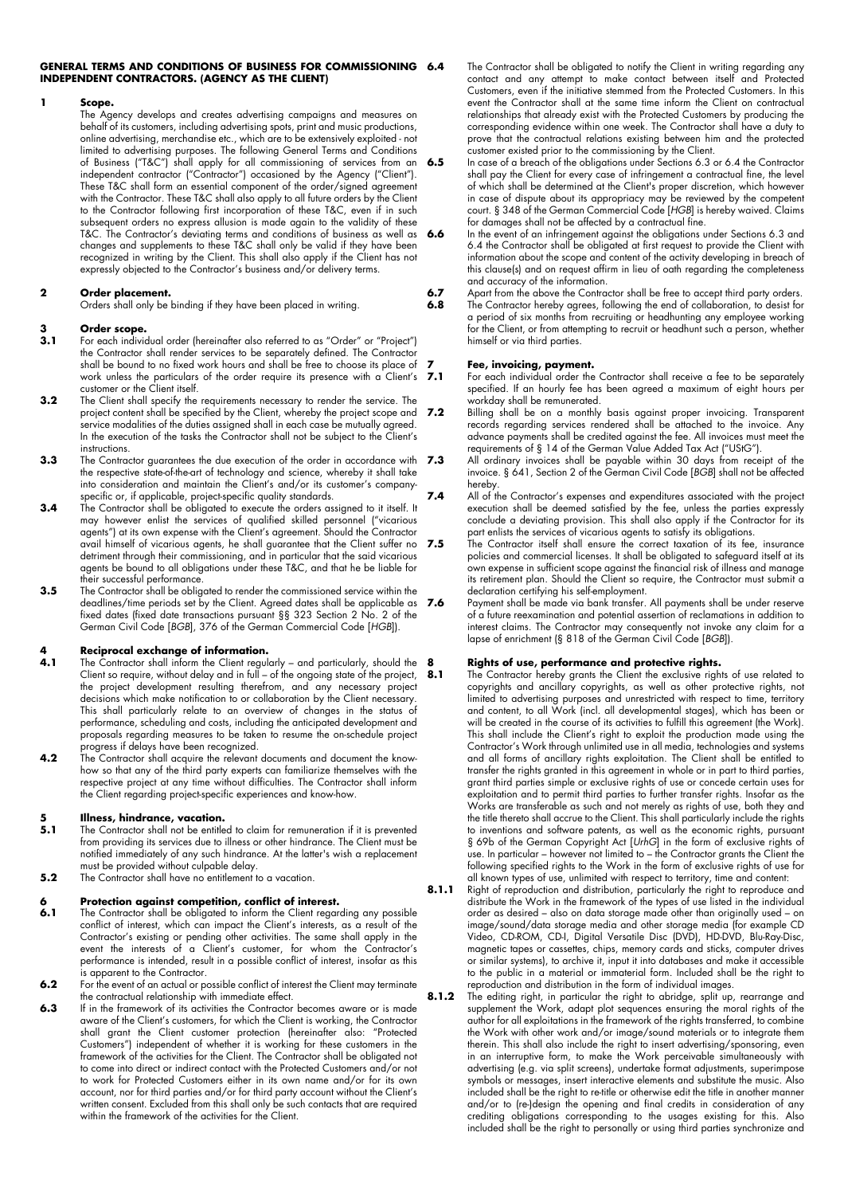# GENERAL TERMS AND CONDITIONS OF BUSINESS FOR COMMISSIONING INDEPENDENT CONTRACTORS. (AGENCY AS THE CLIENT)

## 1 Scope.

The Agency develops and creates advertising campaigns and measures on behalf of its customers, including advertising spots, print and music productions, online advertising, merchandise etc., which are to be extensively exploited - not limited to advertising purposes. The following General Terms and Conditions of Business ("T&C") shall apply for all commissioning of services from an independent contractor ("Contractor") occasioned by the Agency ("Client"). These T&C shall form an essential component of the order/signed agreement with the Contractor. These T&C shall also apply to all future orders by the Client to the Contractor following first incorporation of these T&C, even if in such subsequent orders no express allusion is made again to the validity of these T&C. The Contractor's deviating terms and conditions of business as well as changes and supplements to these T&C shall only be valid if they have been recognized in writing by the Client. This shall also apply if the Client has not expressly objected to the Contractor's business and/or delivery terms.

## 2 Order placement.

Orders shall only be binding if they have been placed in writing.

## 3 Order scope.

**3.1** For each individual order (hereinafter also referred to as "Order" or "Project") the Contractor shall render services to be separately defined. The Contractor shall be bound to no fixed work hours and shall be free to choose its place of work unless the particulars of the order require its presence with a Client's customer or the Client itself.

**3.2** The Client shall specify the requirements necessary to render the service. The project content shall be specified by the Client, whereby the project scope and service modalities of the duties assigned shall in each case be mutually agreed. In the execution of the tasks the Contractor shall not be subject to the Client's instructions.

**3.3** The Contractor guarantees the due execution of the order in accordance with the respective state-of-the-art of technology and science, whereby it shall take into consideration and maintain the Client's and/or its customer's company-specific or, if applicable, project-specific quality standards.

**3.4** The Contractor shall be obligated to execute the orders assigned to it itself. It may however enlist the services of qualified skilled personnel ("vicarious agents") at its own expense with the Client's agreement. Should the Contractor avail himself of vicarious agents, he shall guarantee that the Client suffer no detriment through their commissioning, and in particular that the said vicarious agents be bound to all obligations under these T&C, and that he be liable for their successful performance.

**3.5** The Contractor shall be obligated to render the commissioned service within the deadlines/time periods set by the Client. Agreed dates shall be applicable as fixed dates (fixed date transactions pursuant §§ 323 Section 2 No. 2 of the German Civil Code [*BGB*], 376 of the German Commercial Code [*HGB*]).

## 4 Reciprocal exchange of information.

**4.1** The Contractor shall inform the Client regularly – and particularly, should the Client so require, without delay and in full – of the ongoing state of the project, the project development resulting therefrom, and any necessary project decisions which make notification to or collaboration by the Client necessary. This shall particularly relate to an overview of changes in the status of performance, scheduling and costs, including the anticipated development and proposals regarding measures to be taken to resume the on-schedule project progress if delays have been recognized.

**4.2** The Contractor shall acquire the relevant documents and document the know-how so that any of the third party experts can familiarize themselves with the respective project at any time without difficulties. The Contractor shall inform the Client regarding project-specific experiences and know-how.

## 5 Illness, hindrance, vacation.

**5.1** The Contractor shall not be entitled to claim for remuneration if it is prevented from providing its services due to illness or other hindrance. The Client must be notified immediately of any such hindrance. At the latter's wish a replacement must be provided without culpable delay.

**5.2** The Contractor shall have no entitlement to a vacation.

## 6 Protection against competition, conflict of interest.

**6.1** The Contractor shall be obligated to inform the Client regarding any possible conflict of interest, which can impact the Client's interests, as a result of the Contractor's existing or pending other activities. The same shall apply in the event the interests of a Client's customer, for whom the Contractor's performance is intended, result in a possible conflict of interest, insofar as this is apparent to the Contractor.

**6.2** For the event of an actual or possible conflict of interest the Client may terminate the contractual relationship with immediate effect.

**6.3** If in the framework of its activities the Contractor becomes aware or is made aware of the Client's customers, for which the Client is working, the Contractor shall grant the Client customer protection (hereinafter also: "Protected Customers") independent of whether it is working for these customers in the framework of the activities for the Client. The Contractor shall be obligated not to come into direct or indirect contact with the Protected Customers and/or not to work for Protected Customers either in its own name and/or for its own account, nor for third parties and/or for third party account without the Client's written consent. Excluded from this shall only be such contacts that are required within the framework of the activities for the Client.

**6.4** The Contractor shall be obligated to notify the Client in writing regarding any contact and any attempt to make contact between itself and Protected Customers, even if the initiative stemmed from the Protected Customers. In this event the Contractor shall at the same time inform the Client on contractual relationships that already exist with the Protected Customers by producing the corresponding evidence within one week. The Contractor shall have a duty to prove that the contractual relations existing between him and the protected customer existed prior to the commissioning by the Client.

**6.5** In case of a breach of the obligations under Sections 6.3 or 6.4 the Contractor shall pay the Client for every case of infringement a contractual fine, the level of which shall be determined at the Client's proper discretion, which however in case of dispute about its appropriacy may be reviewed by the competent court. § 348 of the German Commercial Code [*HGB*] is hereby waived. Claims for damages shall not be affected by a contractual fine.

**6.6** In the event of an infringement against the obligations under Sections 6.3 and 6.4 the Contractor shall be obligated at first request to provide the Client with information about the scope and content of the activity developing in breach of this clause(s) and on request affirm in lieu of oath regarding the completeness and accuracy of the information.

**6.7** Apart from the above the Contractor shall be free to accept third party orders.

**6.8** The Contractor hereby agrees, following the end of collaboration, to desist for a period of six months from recruiting or headhunting any employee working for the Client, or from attempting to recruit or headhunt such a person, whether himself or via third parties.

## 7 Fee, invoicing, payment.

**7.1** For each individual order the Contractor shall receive a fee to be separately specified. If an hourly fee has been agreed a maximum of eight hours per workday shall be remunerated.

**7.2** Billing shall be on a monthly basis against proper invoicing. Transparent records regarding services rendered shall be attached to the invoice. Any advance payments shall be credited against the fee. All invoices must meet the requirements of § 14 of the German Value Added Tax Act ("UStG").

**7.3** All ordinary invoices shall be payable within 30 days from receipt of the invoice. § 641, Section 2 of the German Civil Code [*BGB*] shall not be affected hereby.

**7.4** All of the Contractor's expenses and expenditures associated with the project execution shall be deemed satisfied by the fee, unless the parties expressly conclude a deviating provision. This shall also apply if the Contractor for its part enlists the services of vicarious agents to satisfy its obligations.

**7.5** The Contractor itself shall ensure the correct taxation of its fee, insurance policies and commercial licenses. It shall be obligated to safeguard itself at its own expense in sufficient scope against the financial risk of illness and manage its retirement plan. Should the Client so require, the Contractor must submit a declaration certifying his self-employment.

**7.6** Payment shall be made via bank transfer. All payments shall be under reserve of a future reexamination and potential assertion of reclamations in addition to interest claims. The Contractor may consequently not invoke any claim for a lapse of enrichment (§ 818 of the German Civil Code [*BGB*]).

## 8 Rights of use, performance and protective rights.

**8.1** The Contractor hereby grants the Client the exclusive rights of use related to copyrights and ancillary copyrights, as well as other protective rights, not limited to advertising purposes and unrestricted with respect to time, territory and content, to all Work (incl. all developmental stages), which has been or will be created in the course of its activities to fulfill this agreement (the Work). This shall include the Client's right to exploit the production made using the Contractor's Work through unlimited use in all media, technologies and systems and all forms of ancillary rights exploitation. The Client shall be entitled to transfer the rights granted in this agreement in whole or in part to third parties, grant third parties simple or exclusive rights of use or concede certain uses for exploitation and to permit third parties to further transfer rights. Insofar as the Works are transferable as such and not merely as rights of use, both they and the title thereto shall accrue to the Client. This shall particularly include the rights to inventions and software patents, as well as the economic rights, pursuant § 69b of the German Copyright Act [*UrhG*] in the form of exclusive rights of use. In particular – however not limited to – the Contractor grants the Client the following specified rights to the Work in the form of exclusive rights of use for all known types of use, unlimited with respect to territory, time and content:

**8.1.1** Right of reproduction and distribution, particularly the right to reproduce and distribute the Work in the framework of the types of use listed in the individual order as desired – also on data storage made other than originally used – on image/sound/data storage media and other storage media (for example CD Video, CD-ROM, CD-I, Digital Versatile Disc (DVD), HD-DVD, Blu-Ray-Disc, magnetic tapes or cassettes, chips, memory cards and sticks, computer drives or similar systems), to archive it, input it into databases and make it accessible to the public in a material or immaterial form. Included shall be the right to reproduction and distribution in the form of individual images.

**8.1.2** The editing right, in particular the right to abridge, split up, rearrange and supplement the Work, adapt plot sequences ensuring the moral rights of the author for all exploitations in the framework of the rights transferred, to combine the Work with other work and/or image/sound materials or to integrate them therein. This shall also include the right to insert advertising/sponsoring, even in an interruptive form, to make the Work perceivable simultaneously with advertising (e.g. via split screens), undertake format adjustments, superimpose symbols or messages, insert interactive elements and substitute the music. Also included shall be the right to re-title or otherwise edit the title in another manner and/or to (re-)design the opening and final credits in consideration of any crediting obligations corresponding to the usages existing for this. Also included shall be the right to personally or using third parties synchronize and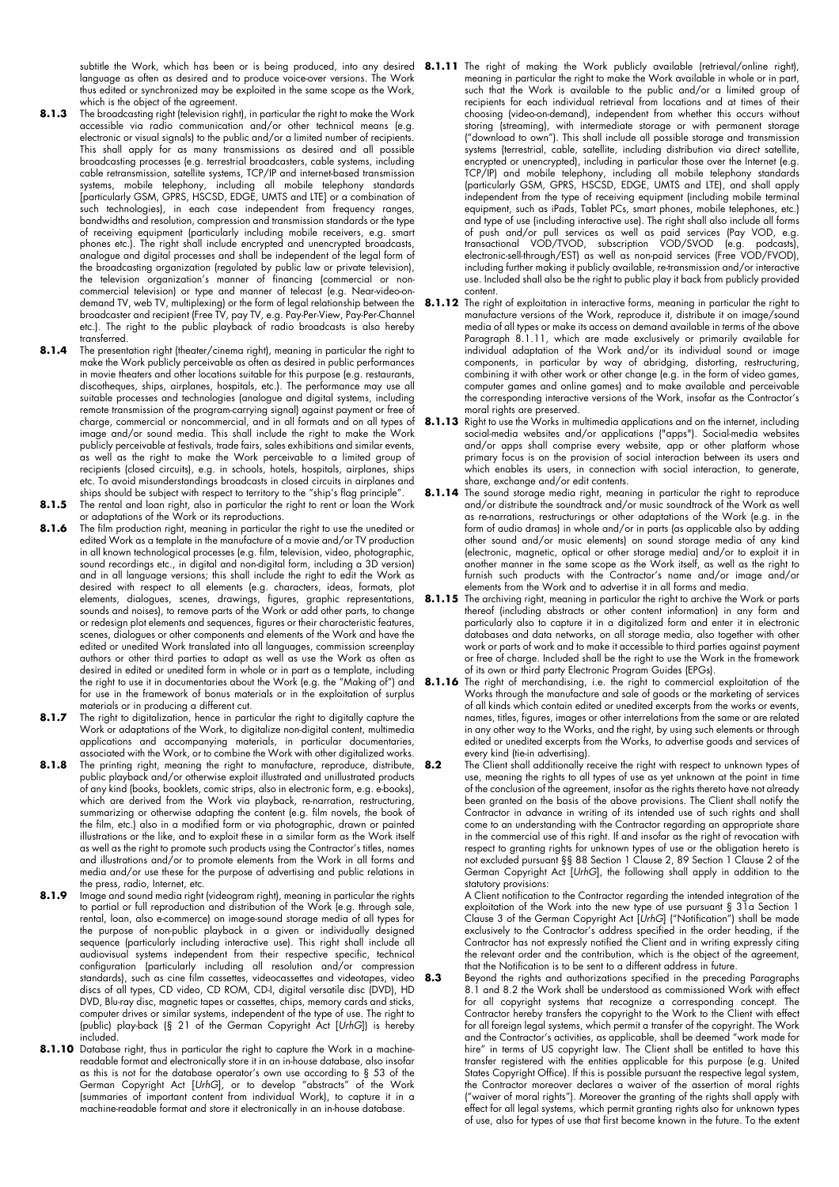subtitle the Work, which has been or is being produced, into any desired language as often as desired and to produce voice-over versions. The Work thus edited or synchronized may be exploited in the same scope as the Work, which is the object of the agreement.

**8.1.3** The broadcasting right (television right), in particular the right to make the Work accessible via radio communication and/or other technical means (e.g. electronic or visual signals) to the public and/or a limited number of recipients. This shall apply for as many transmissions as desired and all possible broadcasting processes (e.g. terrestrial broadcasters, cable systems, including cable retransmission, satellite systems, TCP/IP and internet-based transmission systems, mobile telephony, including all mobile telephony standards [particularly GSM, GPRS, HSCSD, EDGE, UMTS and LTE] or a combination of such technologies), in each case independent from frequency ranges, bandwidths and resolution, compression and transmission standards or the type of receiving equipment (particularly including mobile receivers, e.g. smart phones etc.). The right shall include encrypted and unencrypted broadcasts, analogue and digital processes and shall be independent of the legal form of the broadcasting organization (regulated by public law or private television), the television organization's manner of financing (commercial or non-commercial television) or type and manner of telecast (e.g. Near-video-on-demand TV, web TV, multiplexing) or the form of legal relationship between the broadcaster and recipient (Free TV, pay TV, e.g. Pay-Per-View, Pay-Per-Channel etc.). The right to the public playback of radio broadcasts is also hereby transferred.

**8.1.4** The presentation right (theater/cinema right), meaning in particular the right to make the Work publicly perceivable as often as desired in public performances in movie theaters and other locations suitable for this purpose (e.g. restaurants, discotheques, ships, airplanes, hospitals, etc.). The performance may use all suitable processes and technologies (analogue and digital systems, including remote transmission of the program-carrying signal) against payment or free of charge, commercial or noncommercial, and in all formats and on all types of image and/or sound media. This shall include the right to make the Work publicly perceivable at festivals, trade fairs, sales exhibitions and similar events, as well as the right to make the Work perceivable to a limited group of recipients (closed circuits), e.g. in schools, hotels, hospitals, airplanes, ships etc. To avoid misunderstandings broadcasts in closed circuits in airplanes and ships should be subject with respect to territory to the "ship's flag principle".

**8.1.5** The rental and loan right, also in particular the right to rent or loan the Work or adaptations of the Work or its reproductions.

**8.1.6** The film production right, meaning in particular the right to use the unedited or edited Work as a template in the manufacture of a movie and/or TV production in all known technological processes (e.g. film, television, video, photographic, sound recordings etc., in digital and non-digital form, including a 3D version) and in all language versions; this shall include the right to edit the Work as desired with respect to all elements (e.g. characters, ideas, formats, plot elements, dialogues, scenes, drawings, figures, graphic representations, sounds and noises), to remove parts of the Work or add other parts, to change or redesign plot elements and sequences, figures or their characteristic features, scenes, dialogues or other components and elements of the Work and have the edited or unedited Work translated into all languages, commission screenplay authors or other third parties to adapt as well as use the Work as often as desired in edited or unedited form in whole or in part as a template, including the right to use it in documentaries about the Work (e.g. the "Making of") and for use in the framework of bonus materials or in the exploitation of surplus materials or in producing a different cut.

**8.1.7** The right to digitalization, hence in particular the right to digitally capture the Work or adaptations of the Work, to digitalize non-digital content, multimedia applications and accompanying materials, in particular documentaries, associated with the Work, or to combine the Work with other digitalized works.

**8.1.8** The printing right, meaning the right to manufacture, reproduce, distribute, public playback and/or otherwise exploit illustrated and unillustrated products of any kind (books, booklets, comic strips, also in electronic form, e.g. e-books), which are derived from the Work via playback, re-narration, restructuring, summarizing or otherwise adapting the content (e.g. film novels, the book of the film, etc.) also in a modified form or via photographic, drawn or painted illustrations or the like, and to exploit these in a similar form as the Work itself as well as the right to promote such products using the Contractor's titles, names and illustrations and/or to promote elements from the Work in all forms and media and/or use these for the purpose of advertising and public relations in the press, radio, Internet, etc.

**8.1.9** Image and sound media right (videogram right), meaning in particular the rights to partial or full reproduction and distribution of the Work (e.g. through sale, rental, loan, also e-commerce) on image-sound storage media of all types for the purpose of non-public playback in a given or individually designed sequence (particularly including interactive use). This right shall include all audiovisual systems independent from their respective specific, technical configuration (particularly including all resolution and/or compression standards), such as cine film cassettes, videocassettes and videotapes, video discs of all types, CD video, CD ROM, CD-I, digital versatile disc (DVD), HD DVD, Blu-ray disc, magnetic tapes or cassettes, chips, memory cards and sticks, computer drives or similar systems, independent of the type of use. The right to (public) play-back (§ 21 of the German Copyright Act [*UrhG*]) is hereby included.

**8.1.10** Database right, thus in particular the right to capture the Work in a machine-readable format and electronically store it in an in-house database, also insofar as this is not for the database operator's own use according to § 53 of the German Copyright Act [*UrhG*], or to develop "abstracts" of the Work (summaries of important content from individual Work), to capture it in a machine-readable format and store it electronically in an in-house database.

**8.1.11** The right of making the Work publicly available (retrieval/online right), meaning in particular the right to make the Work available in whole or in part, such that the Work is available to the public and/or a limited group of recipients for each individual retrieval from locations and at times of their choosing (video-on-demand), independent from whether this occurs without storing (streaming), with intermediate storage or with permanent storage ("download to own"). This shall include all possible storage and transmission systems (terrestrial, cable, satellite, including distribution via direct satellite, encrypted or unencrypted), including in particular those over the Internet (e.g. TCP/IP) and mobile telephony, including all mobile telephony standards (particularly GSM, GPRS, HSCSD, EDGE, UMTS and LTE), and shall apply independent from the type of receiving equipment (including mobile terminal equipment, such as iPads, Tablet PCs, smart phones, mobile telephones, etc.) and type of use (including interactive use). The right shall also include all forms of push and/or pull services as well as paid services (Pay VOD, e.g. transactional VOD/TVOD, subscription VOD/SVOD (e.g. podcasts), electronic-sell-through/EST) as well as non-paid services (Free VOD/FVOD), including further making it publicly available, re-transmission and/or interactive use. Included shall also be the right to public play it back from publicly provided content.

**8.1.12** The right of exploitation in interactive forms, meaning in particular the right to manufacture versions of the Work, reproduce it, distribute it on image/sound media of all types or make its access on demand available in terms of the above Paragraph 8.1.11, which are made exclusively or primarily available for individual adaptation of the Work and/or its individual sound or image components, in particular by way of abridging, distorting, restructuring, combining it with other work or other change (e.g. in the form of video games, computer games and online games) and to make available and perceivable the corresponding interactive versions of the Work, insofar as the Contractor's moral rights are preserved.

**8.1.13** Right to use the Works in multimedia applications and on the internet, including social-media websites and/or applications ("apps"). Social-media websites and/or apps shall comprise every website, app or other platform whose primary focus is on the provision of social interaction between its users and which enables its users, in connection with social interaction, to generate, share, exchange and/or edit contents.

**8.1.14** The sound storage media right, meaning in particular the right to reproduce and/or distribute the soundtrack and/or music soundtrack of the Work as well as re-narrations, restructurings or other adaptations of the Work (e.g. in the form of audio dramas) in whole and/or in parts (as applicable also by adding other sound and/or music elements) on sound storage media of any kind (electronic, magnetic, optical or other storage media) and/or to exploit it in another manner in the same scope as the Work itself, as well as the right to furnish such products with the Contractor's name and/or image and/or elements from the Work and to advertise it in all forms and media.

**8.1.15** The archiving right, meaning in particular the right to archive the Work or parts thereof (including abstracts or other content information) in any form and particularly also to capture it in a digitalized form and enter it in electronic databases and data networks, on all storage media, also together with other work or parts of work and to make it accessible to third parties against payment or free of charge. Included shall be the right to use the Work in the framework of its own or third party Electronic Program Guides (EPGs).

**8.1.16** The right of merchandising, i.e. the right to commercial exploitation of the Works through the manufacture and sale of goods or the marketing of services of all kinds which contain edited or unedited excerpts from the works or events, names, titles, figures, images or other interrelations from the same or are related in any other way to the Works, and the right, by using such elements or through edited or unedited excerpts from the Works, to advertise goods and services of every kind (tie-in advertising).

**8.2** The Client shall additionally receive the right with respect to unknown types of use, meaning the rights to all types of use as yet unknown at the point in time of the conclusion of the agreement, insofar as the rights thereto have not already been granted on the basis of the above provisions. The Client shall notify the Contractor in advance in writing of its intended use of such rights and shall come to an understanding with the Contractor regarding an appropriate share in the commercial use of this right. If and insofar as the right of revocation with respect to granting rights for unknown types of use or the obligation hereto is not excluded pursuant §§ 88 Section 1 Clause 2, 89 Section 1 Clause 2 of the German Copyright Act [*UrhG*], the following shall apply in addition to the statutory provisions:

A Client notification to the Contractor regarding the intended integration of the exploitation of the Work into the new type of use pursuant § 31a Section 1 Clause 3 of the German Copyright Act [*UrhG*] ("Notification") shall be made exclusively to the Contractor's address specified in the order heading, if the Contractor has not expressly notified the Client and in writing expressly citing the relevant order and the contribution, which is the object of the agreement, that the Notification is to be sent to a different address in future.

**8.3** Beyond the rights and authorizations specified in the preceding Paragraphs 8.1 and 8.2 the Work shall be understood as commissioned Work with effect for all copyright systems that recognize a corresponding concept. The Contractor hereby transfers the copyright to the Work to the Client with effect for all foreign legal systems, which permit a transfer of the copyright. The Work and the Contractor's activities, as applicable, shall be deemed "work made for hire" in terms of US copyright law. The Client shall be entitled to have this transfer registered with the entities applicable for this purpose (e.g. United States Copyright Office). If this is possible pursuant the respective legal system, the Contractor moreover declares a waiver of the assertion of moral rights ("waiver of moral rights"). Moreover the granting of the rights shall apply with effect for all legal systems, which permit granting rights also for unknown types of use, also for types of use that first become known in the future. To the extent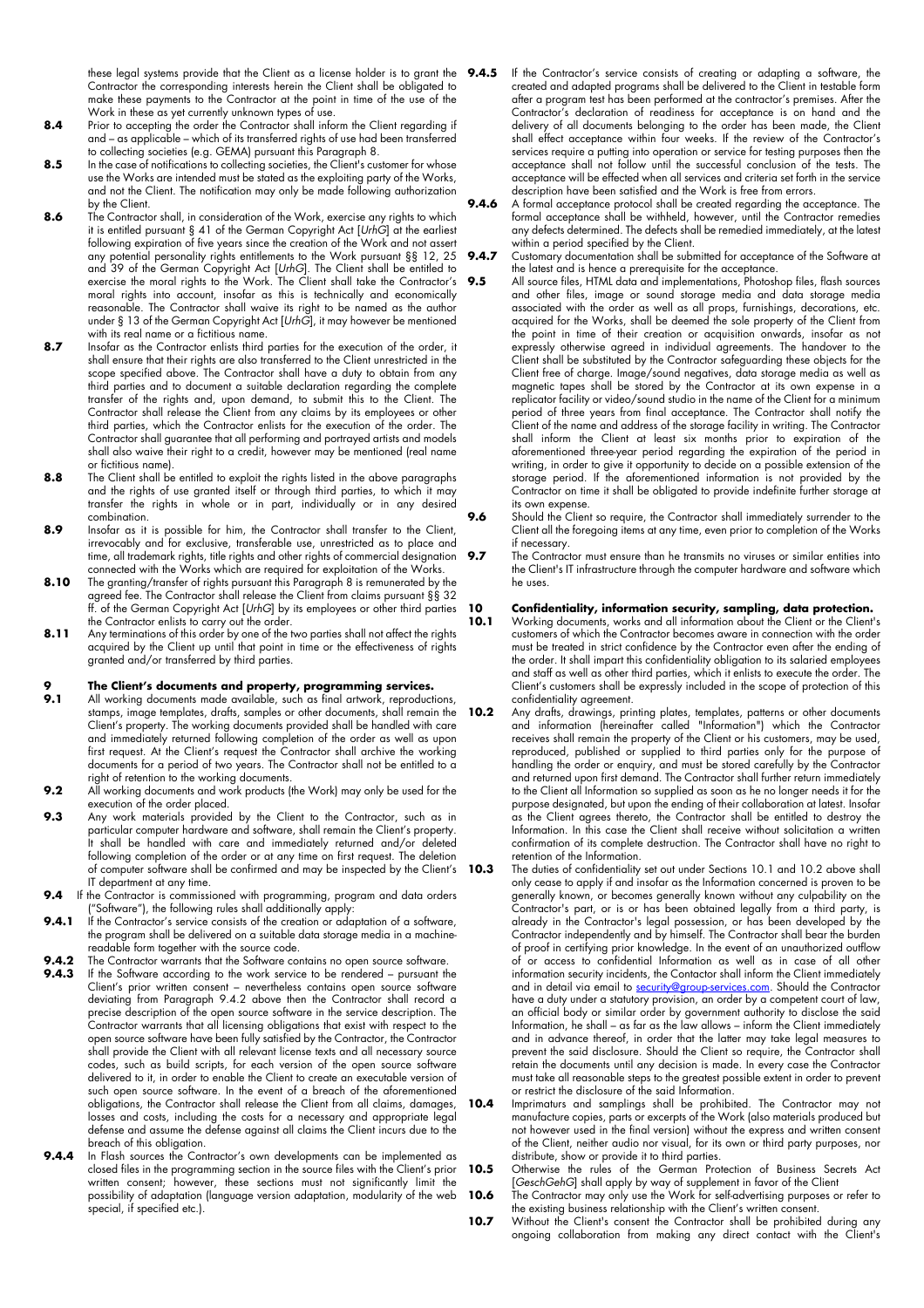these legal systems provide that the Client as a license holder is to grant the Contractor the corresponding interests herein the Client shall be obligated to make these payments to the Contractor at the point in time of the use of the Work in these as yet currently unknown types of use.

**8.4** Prior to accepting the order the Contractor shall inform the Client regarding if and – as applicable – which of its transferred rights of use had been transferred to collecting societies (e.g. GEMA) pursuant this Paragraph 8.

**8.5** In the case of notifications to collecting societies, the Client's customer for whose use the Works are intended must be stated as the exploiting party of the Works, and not the Client. The notification may only be made following authorization by the Client.

**8.6** The Contractor shall, in consideration of the Work, exercise any rights to which it is entitled pursuant § 41 of the German Copyright Act [*UrhG*] at the earliest following expiration of five years since the creation of the Work and not assert any potential personality rights entitlements to the Work pursuant §§ 12, 25 and 39 of the German Copyright Act [*UrhG*]. The Client shall be entitled to exercise the moral rights to the Work. The Client shall take the Contractor's moral rights into account, insofar as this is technically and economically reasonable. The Contractor shall waive its right to be named as the author under § 13 of the German Copyright Act [*UrhG*], it may however be mentioned with its real name or a fictitious name.

**8.7** Insofar as the Contractor enlists third parties for the execution of the order, it shall ensure that their rights are also transferred to the Client unrestricted in the scope specified above. The Contractor shall have a duty to obtain from any third parties and to document a suitable declaration regarding the complete transfer of the rights and, upon demand, to submit this to the Client. The Contractor shall release the Client from any claims by its employees or other third parties, which the Contractor enlists for the execution of the order. The Contractor shall guarantee that all performing and portrayed artists and models shall also waive their right to a credit, however may be mentioned (real name or fictitious name).

**8.8** The Client shall be entitled to exploit the rights listed in the above paragraphs and the rights of use granted itself or through third parties, to which it may transfer the rights in whole or in part, individually or in any desired combination.

**8.9** Insofar as it is possible for him, the Contractor shall transfer to the Client, irrevocably and for exclusive, transferable use, unrestricted as to place and time, all trademark rights, title rights and other rights of commercial designation connected with the Works which are required for exploitation of the Works.

**8.10** The granting/transfer of rights pursuant this Paragraph 8 is remunerated by the agreed fee. The Contractor shall release the Client from claims pursuant §§ 32 ff. of the German Copyright Act [*UrhG*] by its employees or other third parties the Contractor enlists to carry out the order.

**8.11** Any terminations of this order by one of the two parties shall not affect the rights acquired by the Client up until that point in time or the effectiveness of rights granted and/or transferred by third parties.

## 9 The Client's documents and property, programming services.

**9.1** All working documents made available, such as final artwork, reproductions, stamps, image templates, drafts, samples or other documents, shall remain the Client's property. The working documents provided shall be handled with care and immediately returned following completion of the order as well as upon first request. At the Client's request the Contractor shall archive the working documents for a period of two years. The Contractor shall not be entitled to a right of retention to the working documents.

**9.2** All working documents and work products (the Work) may only be used for the execution of the order placed.

**9.3** Any work materials provided by the Client to the Contractor, such as in particular computer hardware and software, shall remain the Client's property. It shall be handled with care and immediately returned and/or deleted following completion of the order or at any time on first request. The deletion of computer software shall be confirmed and may be inspected by the Client's IT department at any time.

**9.4** If the Contractor is commissioned with programming, program and data orders ("Software"), the following rules shall additionally apply:

**9.4.1** If the Contractor's service consists of the creation or adaptation of a software, the program shall be delivered on a suitable data storage media in a machine-readable form together with the source code.

**9.4.2** The Contractor warrants that the Software contains no open source software.

**9.4.3** If the Software according to the work service to be rendered – pursuant the Client's prior written consent – nevertheless contains open source software deviating from Paragraph 9.4.2 above then the Contractor shall record a precise description of the open source software in the service description. The Contractor warrants that all licensing obligations that exist with respect to the open source software have been fully satisfied by the Contractor, the Contractor shall provide the Client with all relevant license texts and all necessary source codes, such as build scripts, for each version of the open source software delivered to it, in order to enable the Client to create an executable version of such open source software. In the event of a breach of the aforementioned obligations, the Contractor shall release the Client from all claims, damages, losses and costs, including the costs for a necessary and appropriate legal defense and assume the defense against all claims the Client incurs due to the breach of this obligation.

**9.4.4** In Flash sources the Contractor's own developments can be implemented as closed files in the programming section in the source files with the Client's prior written consent; however, these sections must not significantly limit the possibility of adaptation (language version adaptation, modularity of the web special, if specified etc.).

**9.4.5** If the Contractor's service consists of creating or adapting a software, the created and adapted programs shall be delivered to the Client in testable form after a program test has been performed at the contractor's premises. After the Contractor's declaration of readiness for acceptance is on hand and the delivery of all documents belonging to the order has been made, the Client shall effect acceptance within four weeks. If the review of the Contractor's services require a putting into operation or service for testing purposes then the acceptance shall not follow until the successful conclusion of the tests. The acceptance will be effected when all services and criteria set forth in the service description have been satisfied and the Work is free from errors.

**9.4.6** A formal acceptance protocol shall be created regarding the acceptance. The formal acceptance shall be withheld, however, until the Contractor remedies any defects determined. The defects shall be remedied immediately, at the latest within a period specified by the Client.

**9.4.7** Customary documentation shall be submitted for acceptance of the Software at the latest and is hence a prerequisite for the acceptance.

**9.5** All source files, HTML data and implementations, Photoshop files, flash sources and other files, image or sound storage media and data storage media associated with the order as well as all props, furnishings, decorations, etc. acquired for the Works, shall be deemed the sole property of the Client from the point in time of their creation or acquisition onwards, insofar as not expressly otherwise agreed in individual agreements. The handover to the Client shall be substituted by the Contractor safeguarding these objects for the Client free of charge. Image/sound negatives, data storage media as well as magnetic tapes shall be stored by the Contractor at its own expense in a replicator facility or video/sound studio in the name of the Client for a minimum period of three years from final acceptance. The Contractor shall notify the Client of the name and address of the storage facility in writing. The Contractor shall inform the Client at least six months prior to expiration of the aforementioned three-year period regarding the expiration of the period in writing, in order to give it opportunity to decide on a possible extension of the storage period. If the aforementioned information is not provided by the Contractor on time it shall be obligated to provide indefinite further storage at its own expense.

**9.6** Should the Client so require, the Contractor shall immediately surrender to the Client all the foregoing items at any time, even prior to completion of the Works if necessary.

**9.7** The Contractor must ensure than he transmits no viruses or similar entities into the Client's IT infrastructure through the computer hardware and software which he uses.

## 10 Confidentiality, information security, sampling, data protection.

**10.1** Working documents, works and all information about the Client or the Client's customers of which the Contractor becomes aware in connection with the order must be treated in strict confidence by the Contractor even after the ending of the order. It shall impart this confidentiality obligation to its salaried employees and staff as well as other third parties, which it enlists to execute the order. The Client's customers shall be expressly included in the scope of protection of this confidentiality agreement.

**10.2** Any drafts, drawings, printing plates, templates, patterns or other documents and information (hereinafter called "Information") which the Contractor receives shall remain the property of the Client or his customers, may be used, reproduced, published or supplied to third parties only for the purpose of handling the order or enquiry, and must be stored carefully by the Contractor and returned upon first demand. The Contractor shall further return immediately to the Client all Information so supplied as soon as he no longer needs it for the purpose designated, but upon the ending of their collaboration at latest. Insofar as the Client agrees thereto, the Contractor shall be entitled to destroy the Information. In this case the Client shall receive without solicitation a written confirmation of its complete destruction. The Contractor shall have no right to retention of the Information.

**10.3** The duties of confidentiality set out under Sections 10.1 and 10.2 above shall only cease to apply if and insofar as the Information concerned is proven to be generally known, or becomes generally known without any culpability on the Contractor's part, or is or has been obtained legally from a third party, is already in the Contractor's legal possession, or has been developed by the Contractor independently and by himself. The Contractor shall bear the burden of proof in certifying prior knowledge. In the event of an unauthorized outflow of or access to confidential Information as well as in case of all other information security incidents, the Contactor shall inform the Client immediately and in detail via email to security@group-services.com. Should the Contractor have a duty under a statutory provision, an order by a competent court of law, an official body or similar order by government authority to disclose the said Information, he shall – as far as the law allows – inform the Client immediately and in advance thereof, in order that the latter may take legal measures to prevent the said disclosure. Should the Client so require, the Contractor shall retain the documents until any decision is made. In every case the Contractor must take all reasonable steps to the greatest possible extent in order to prevent or restrict the disclosure of the said Information.

**10.4** Imprimaturs and samplings shall be prohibited. The Contractor may not manufacture copies, parts or excerpts of the Work (also materials produced but not however used in the final version) without the express and written consent of the Client, neither audio nor visual, for its own or third party purposes, nor distribute, show or provide it to third parties.

**10.5** Otherwise the rules of the German Protection of Business Secrets Act [*GeschGehG*] shall apply by way of supplement in favor of the Client

**10.6** The Contractor may only use the Work for self-advertising purposes or refer to the existing business relationship with the Client's written consent.

**10.7** Without the Client's consent the Contractor shall be prohibited during any ongoing collaboration from making any direct contact with the Client's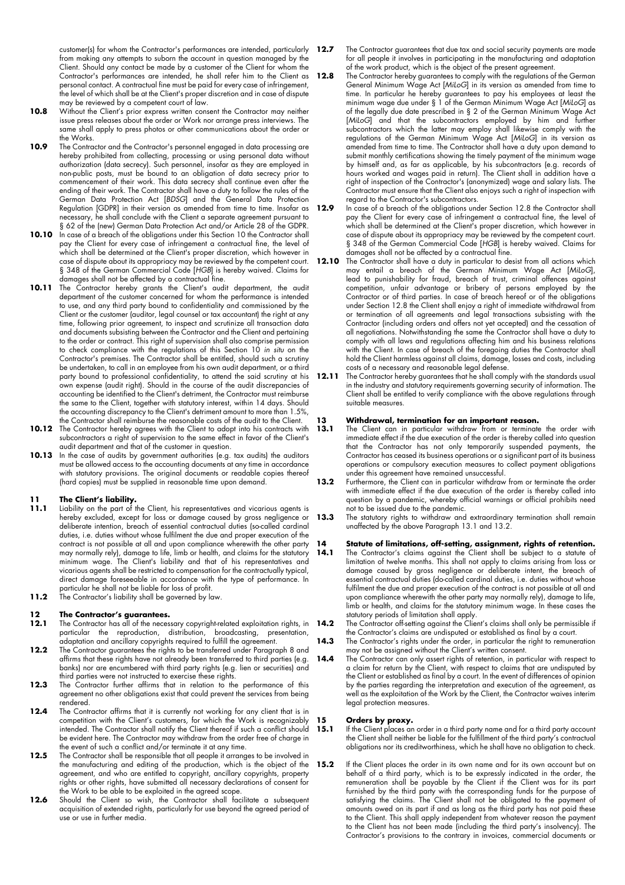customer(s) for whom the Contractor's performances are intended, particularly from making any attempts to suborn the account in question managed by the Client. Should any contact be made by a customer of the Client for whom the Contractor's performances are intended, he shall refer him to the Client as personal contact. A contractual fine must be paid for every case of infringement, the level of which shall be at the Client's proper discretion and in case of dispute may be reviewed by a competent court of law.

**10.8** Without the Client's prior express written consent the Contractor may neither issue press releases about the order or Work nor arrange press interviews. The same shall apply to press photos or other communications about the order or the Works.

**10.9** The Contractor and the Contractor's personnel engaged in data processing are hereby prohibited from collecting, processing or using personal data without authorization (data secrecy). Such personnel, insofar as they are employed in non-public posts, must be bound to an obligation of data secrecy prior to commencement of their work. This data secrecy shall continue even after the ending of their work. The Contractor shall have a duty to follow the rules of the German Data Protection Act [*BDSG*] and the General Data Protection Regulation [GDPR] in their version as amended from time to time. Insofar as necessary, he shall conclude with the Client a separate agreement pursuant to § 62 of the (new) German Data Protection Act and/or Article 28 of the GDPR.

**10.10** In case of a breach of the obligations under this Section 10 the Contractor shall pay the Client for every case of infringement a contractual fine, the level of which shall be determined at the Client's proper discretion, which however in case of dispute about its appropriacy may be reviewed by the competent court. § 348 of the German Commercial Code [*HGB*] is hereby waived. Claims for damages shall not be affected by a contractual fine.

**10.11** The Contractor hereby grants the Client's audit department, the audit department of the customer concerned for whom the performance is intended to use, and any third party bound to confidentiality and commissioned by the Client or the customer (auditor, legal counsel or tax accountant) the right at any time, following prior agreement, to inspect and scrutinize all transaction data and documents subsisting between the Contractor and the Client and pertaining to the order or contract. This right of supervision shall also comprise permission to check compliance with the regulations of this Section 10 *in situ* on the Contractor's premises. The Contractor shall be entitled, should such a scrutiny be undertaken, to call in an employee from his own audit department, or a third party bound to professional confidentiality, to attend the said scrutiny at his own expense (audit right). Should in the course of the audit discrepancies of accounting be identified to the Client's detriment, the Contractor must reimburse the same to the Client, together with statutory interest, within 14 days. Should the accounting discrepancy to the Client's detriment amount to more than 1.5%, the Contractor shall reimburse the reasonable costs of the audit to the Client.

**10.12** The Contractor hereby agrees with the Client to adopt into his contracts with subcontractors a right of supervision to the same effect in favor of the Client's audit department and that of the customer in question.

**10.13** In the case of audits by government authorities (e.g. tax audits) the auditors must be allowed access to the accounting documents at any time in accordance with statutory provisions. The original documents or readable copies thereof (hard copies) must be supplied in reasonable time upon demand.

## 11 The Client's liability.

**11.1** Liability on the part of the Client, his representatives and vicarious agents is hereby excluded, except for loss or damage caused by gross negligence or deliberate intention, breach of essential contractual duties (so-called cardinal duties, i.e. duties without whose fulfilment the due and proper execution of the contract is not possible at all and upon compliance wherewith the other party may normally rely), damage to life, limb or health, and claims for the statutory minimum wage. The Client's liability and that of his representatives and vicarious agents shall be restricted to compensation for the contractually typical, direct damage foreseeable in accordance with the type of performance. In particular he shall not be liable for loss of profit.

**11.2** The Contractor's liability shall be governed by law.

## 12 The Contractor's guarantees.

**12.1** The Contractor has all of the necessary copyright-related exploitation rights, in particular the reproduction, distribution, broadcasting, presentation, adaptation and ancillary copyrights required to fulfill the agreement.

**12.2** The Contractor guarantees the rights to be transferred under Paragraph 8 and affirms that these rights have not already been transferred to third parties (e.g. banks) nor are encumbered with third party rights (e.g. lien or securities) and third parties were not instructed to exercise these rights.

**12.3** The Contractor further affirms that in relation to the performance of this agreement no other obligations exist that could prevent the services from being rendered.

**12.4** The Contractor affirms that it is currently not working for any client that is in competition with the Client's customers, for which the Work is recognizably intended. The Contractor shall notify the Client thereof if such a conflict should be evident here. The Contractor may withdraw from the order free of charge in the event of such a conflict and/or terminate it at any time.

**12.5** The Contractor shall be responsible that all people it arranges to be involved in the manufacturing and editing of the production, which is the object of the agreement, and who are entitled to copyright, ancillary copyrights, property rights or other rights, have submitted all necessary declarations of consent for the Work to be able to be exploited in the agreed scope.

**12.6** Should the Client so wish, the Contractor shall facilitate a subsequent acquisition of extended rights, particularly for use beyond the agreed period of use or use in further media.

**12.7** The Contractor guarantees that due tax and social security payments are made for all people it involves in participating in the manufacturing and adaptation of the work product, which is the object of the present agreement.

**12.8** The Contractor hereby guarantees to comply with the regulations of the German General Minimum Wage Act [*MiLoG*] in its version as amended from time to time. In particular he hereby guarantees to pay his employees at least the minimum wage due under § 1 of the German Minimum Wage Act [*MiLoG*] as of the legally due date prescribed in § 2 of the German Minimum Wage Act [*MiLoG*] and that the subcontractors employed by him and further subcontractors which the latter may employ shall likewise comply with the regulations of the German Minimum Wage Act [*MiLoG*] in its version as amended from time to time. The Contractor shall have a duty upon demand to submit monthly certifications showing the timely payment of the minimum wage by himself and, as far as applicable, by his subcontractors (e.g. records of hours worked and wages paid in return). The Client shall in addition have a right of inspection of the Contractor's (anonymized) wage and salary lists. The Contractor must ensure that the Client also enjoys such a right of inspection with regard to the Contractor's subcontractors.

**12.9** In case of a breach of the obligations under Section 12.8 the Contractor shall pay the Client for every case of infringement a contractual fine, the level of which shall be determined at the Client's proper discretion, which however in case of dispute about its appropriacy may be reviewed by the competent court. § 348 of the German Commercial Code [*HGB*] is hereby waived. Claims for damages shall not be affected by a contractual fine.

**12.10** The Contractor shall have a duty in particular to desist from all actions which may entail a breach of the German Minimum Wage Act [*MiLoG*], lead to punishability for fraud, breach of trust, criminal offences against competition, unfair advantage or bribery of persons employed by the Contractor or of third parties. In case of breach hereof or of the obligations under Section 12.8 the Client shall enjoy a right of immediate withdrawal from or termination of all agreements and legal transactions subsisting with the Contractor (including orders and offers not yet accepted) and the cessation of all negotiations. Notwithstanding the same the Contractor shall have a duty to comply with all laws and regulations affecting him and his business relations with the Client. In case of breach of the foregoing duties the Contractor shall hold the Client harmless against all claims, damage, losses and costs, including costs of a necessary and reasonable legal defense.

**12.11** The Contractor hereby guarantees that he shall comply with the standards usual in the industry and statutory requirements governing security of information. The Client shall be entitled to verify compliance with the above regulations through suitable measures.

## 13 Withdrawal, termination for an important reason.

**13.1** The Client can in particular withdraw from or terminate the order with immediate effect if the due execution of the order is thereby called into question that the Contractor has not only temporarily suspended payments, the Contractor has ceased its business operations or a significant part of its business operations or compulsory execution measures to collect payment obligations under this agreement have remained unsuccessful.

**13.2** Furthermore, the Client can in particular withdraw from or terminate the order with immediate effect if the due execution of the order is thereby called into question by a pandemic, whereby official warnings or official prohibits need not to be issued due to the pandemic.

**13.3** The statutory rights to withdraw and extraordinary termination shall remain unaffected by the above Paragraph 13.1 and 13.2.

## 14 Statute of limitations, off-setting, assignment, rights of retention.

**14.1** The Contractor's claims against the Client shall be subject to a statute of limitation of twelve months. This shall not apply to claims arising from loss or damage caused by gross negligence or deliberate intent, the breach of essential contractual duties (do-called cardinal duties, i.e. duties without whose fulfilment the due and proper execution of the contract is not possible at all and upon compliance wherewith the other party may normally rely), damage to life, limb or health, and claims for the statutory minimum wage. In these cases the statutory periods of limitation shall apply.

**14.2** The Contractor off-setting against the Client's claims shall only be permissible if the Contractor's claims are undisputed or established as final by a court.

**14.3** The Contractor's rights under the order, in particular the right to remuneration may not be assigned without the Client's written consent.

**14.4** The Contractor can only assert rights of retention, in particular with respect to a claim for return by the Client, with respect to claims that are undisputed by the Client or established as final by a court. In the event of differences of opinion by the parties regarding the interpretation and execution of the agreement, as well as the exploitation of the Work by the Client, the Contractor waives interim legal protection measures.

## 15 Orders by proxy.

**15.1** If the Client places an order in a third party name and for a third party account the Client shall neither be liable for the fulfillment of the third party's contractual obligations nor its creditworthiness, which he shall have no obligation to check.

**15.2** If the Client places the order in its own name and for its own account but on behalf of a third party, which is to be expressly indicated in the order, the remuneration shall be payable by the Client if the Client was for its part furnished by the third party with the corresponding funds for the purpose of satisfying the claims. The Client shall not be obligated to the payment of amounts owed on its part if and as long as the third party has not paid these to the Client. This shall apply independent from whatever reason the payment to the Client has not been made (including the third party's insolvency). The Contractor's provisions to the contrary in invoices, commercial documents or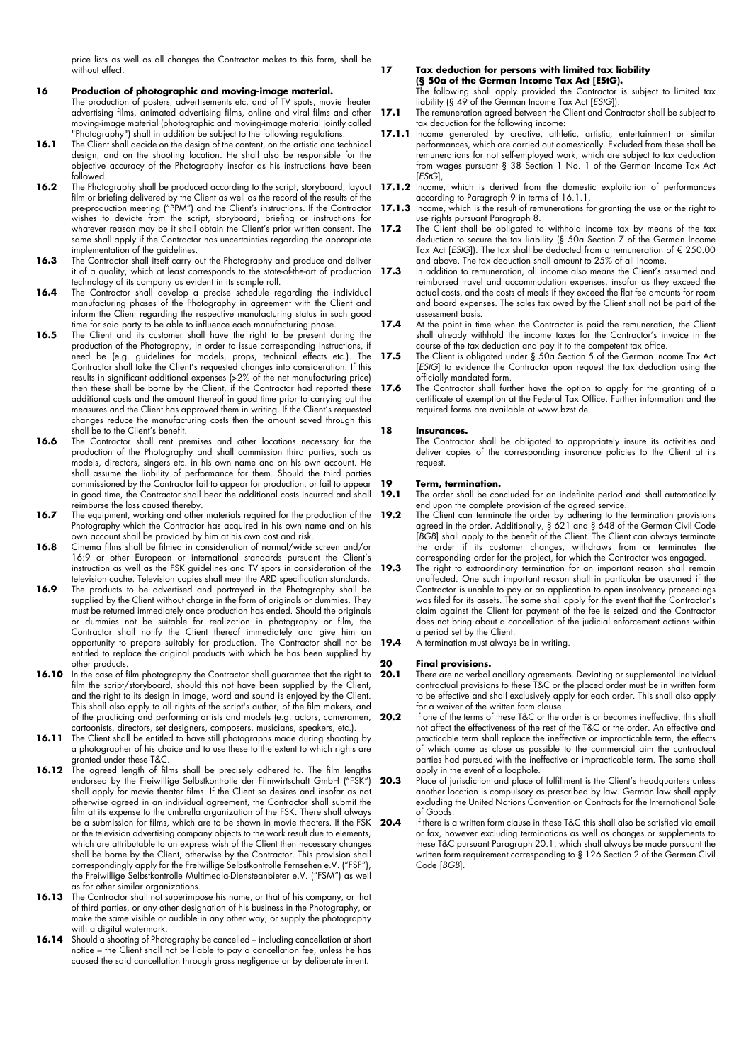price lists as well as all changes the Contractor makes to this form, shall be without effect.

**16 Production of photographic and moving-image material.**

The production of posters, advertisements etc. and of TV spots, movie theater advertising films, animated advertising films, online and viral films and other moving-image material (photographic and moving-image material jointly called "Photography") shall in addition be subject to the following regulations:

**16.1** The Client shall decide on the design of the content, on the artistic and technical design, and on the shooting location. He shall also be responsible for the objective accuracy of the Photography insofar as his instructions have been followed.

**16.2** The Photography shall be produced according to the script, storyboard, layout film or briefing delivered by the Client as well as the record of the results of the pre-production meeting ("PPM") and the Client's instructions. If the Contractor wishes to deviate from the script, storyboard, briefing or instructions for whatever reason may be it shall obtain the Client's prior written consent. The same shall apply if the Contractor has uncertainties regarding the appropriate implementation of the guidelines.

**16.3** The Contractor shall itself carry out the Photography and produce and deliver it of a quality, which at least corresponds to the state-of-the-art of production technology of its company as evident in its sample roll.

**16.4** The Contractor shall develop a precise schedule regarding the individual manufacturing phases of the Photography in agreement with the Client and inform the Client regarding the respective manufacturing status in such good time for said party to be able to influence each manufacturing phase.

**16.5** The Client and its customer shall have the right to be present during the production of the Photography, in order to issue corresponding instructions, if need be (e.g. guidelines for models, props, technical effects etc.). The Contractor shall take the Client's requested changes into consideration. If this results in significant additional expenses (>2% of the net manufacturing price) then these shall be borne by the Client, if the Contractor had reported these additional costs and the amount thereof in good time prior to carrying out the measures and the Client has approved them in writing. If the Client's requested changes reduce the manufacturing costs then the amount saved through this shall be to the Client's benefit.

**16.6** The Contractor shall rent premises and other locations necessary for the production of the Photography and shall commission third parties, such as models, directors, singers etc. in his own name and on his own account. He shall assume the liability of performance for them. Should the third parties commissioned by the Contractor fail to appear for production, or fail to appear in good time, the Contractor shall bear the additional costs incurred and shall reimburse the loss caused thereby.

**16.7** The equipment, working and other materials required for the production of the Photography which the Contractor has acquired in his own name and on his own account shall be provided by him at his own cost and risk.

**16.8** Cinema films shall be filmed in consideration of normal/wide screen and/or 16:9 or other European or international standards pursuant the Client's instruction as well as the FSK guidelines and TV spots in consideration of the television cache. Television copies shall meet the ARD specification standards.

**16.9** The products to be advertised and portrayed in the Photography shall be supplied by the Client without charge in the form of originals or dummies. They must be returned immediately once production has ended. Should the originals or dummies not be suitable for realization in photography or film, the Contractor shall notify the Client thereof immediately and give him an opportunity to prepare suitably for production. The Contractor shall not be entitled to replace the original products with which he has been supplied by other products.

**16.10** In the case of film photography the Contractor shall guarantee that the right to film the script/storyboard, should this not have been supplied by the Client, and the right to its design in image, word and sound is enjoyed by the Client. This shall also apply to all rights of the script's author, of the film makers, and of the practicing and performing artists and models (e.g. actors, cameramen, cartoonists, directors, set designers, composers, musicians, speakers, etc.).

**16.11** The Client shall be entitled to have still photographs made during shooting by a photographer of his choice and to use these to the extent to which rights are granted under these T&C.

**16.12** The agreed length of films shall be precisely adhered to. The film lengths endorsed by the Freiwillige Selbstkontrolle der Filmwirtschaft GmbH ("FSK") shall apply for movie theater films. If the Client so desires and insofar as not otherwise agreed in an individual agreement, the Contractor shall submit the film at its expense to the umbrella organization of the FSK. There shall always be a submission for films, which are to be shown in movie theaters. If the FSK or the television advertising company objects to the work result due to elements, which are attributable to an express wish of the Client then necessary changes shall be borne by the Client, otherwise by the Contractor. This provision shall correspondingly apply for the Freiwillige Selbstkontrolle Fernsehen e.V. ("FSF"), the Freiwillige Selbstkontrolle Multimedia-Diensteanbieter e.V. ("FSM") as well as for other similar organizations.

**16.13** The Contractor shall not superimpose his name, or that of his company, or that of third parties, or any other designation of his business in the Photography, or make the same visible or audible in any other way, or supply the photography with a digital watermark.

**16.14** Should a shooting of Photography be cancelled – including cancellation at short notice – the Client shall not be liable to pay a cancellation fee, unless he has caused the said cancellation through gross negligence or by deliberate intent.

**17 Tax deduction for persons with limited tax liability (§ 50a of the German Income Tax Act [EStG).**

The following shall apply provided the Contractor is subject to limited tax liability (§ 49 of the German Income Tax Act [*EStG*]):

**17.1** The remuneration agreed between the Client and Contractor shall be subject to tax deduction for the following income:

**17.1.1** Income generated by creative, athletic, artistic, entertainment or similar performances, which are carried out domestically. Excluded from these shall be remunerations for not self-employed work, which are subject to tax deduction from wages pursuant § 38 Section 1 No. 1 of the German Income Tax Act [*EStG*],

**17.1.2** Income, which is derived from the domestic exploitation of performances according to Paragraph 9 in terms of 16.1.1,

**17.1.3** Income, which is the result of remunerations for granting the use or the right to use rights pursuant Paragraph 8.

**17.2** The Client shall be obligated to withhold income tax by means of the tax deduction to secure the tax liability (§ 50a Section 7 of the German Income Tax Act [*EStG*]). The tax shall be deducted from a remuneration of € 250.00 and above. The tax deduction shall amount to 25% of all income.

**17.3** In addition to remuneration, all income also means the Client's assumed and reimbursed travel and accommodation expenses, insofar as they exceed the actual costs, and the costs of meals if they exceed the flat fee amounts for room and board expenses. The sales tax owed by the Client shall not be part of the assessment basis.

**17.4** At the point in time when the Contractor is paid the remuneration, the Client shall already withhold the income taxes for the Contractor's invoice in the course of the tax deduction and pay it to the competent tax office.

**17.5** The Client is obligated under § 50a Section 5 of the German Income Tax Act [*EStG*] to evidence the Contractor upon request the tax deduction using the officially mandated form.

**17.6** The Contractor shall further have the option to apply for the granting of a certificate of exemption at the Federal Tax Office. Further information and the required forms are available at www.bzst.de.

**18 Insurances.**

The Contractor shall be obligated to appropriately insure its activities and deliver copies of the corresponding insurance policies to the Client at its request.

**19 Term, termination.**

**19.1** The order shall be concluded for an indefinite period and shall automatically end upon the complete provision of the agreed service.

**19.2** The Client can terminate the order by adhering to the termination provisions agreed in the order. Additionally, § 621 and § 648 of the German Civil Code [*BGB*] shall apply to the benefit of the Client. The Client can always terminate the order if its customer changes, withdraws from or terminates the corresponding order for the project, for which the Contractor was engaged.

**19.3** The right to extraordinary termination for an important reason shall remain unaffected. One such important reason shall in particular be assumed if the Contractor is unable to pay or an application to open insolvency proceedings was filed for its assets. The same shall apply for the event that the Contractor's claim against the Client for payment of the fee is seized and the Contractor does not bring about a cancellation of the judicial enforcement actions within a period set by the Client.

**19.4** A termination must always be in writing.

**20 Final provisions.**

**20.1** There are no verbal ancillary agreements. Deviating or supplemental individual contractual provisions to these T&C or the placed order must be in written form to be effective and shall exclusively apply for each order. This shall also apply for a waiver of the written form clause.

**20.2** If one of the terms of these T&C or the order is or becomes ineffective, this shall not affect the effectiveness of the rest of the T&C or the order. An effective and practicable term shall replace the ineffective or impracticable term, the effects of which come as close as possible to the commercial aim the contractual parties had pursued with the ineffective or impracticable term. The same shall apply in the event of a loophole.

**20.3** Place of jurisdiction and place of fulfillment is the Client's headquarters unless another location is compulsory as prescribed by law. German law shall apply excluding the United Nations Convention on Contracts for the International Sale of Goods.

**20.4** If there is a written form clause in these T&C this shall also be satisfied via email or fax, however excluding terminations as well as changes or supplements to these T&C pursuant Paragraph 20.1, which shall always be made pursuant the written form requirement corresponding to § 126 Section 2 of the German Civil Code [*BGB*].